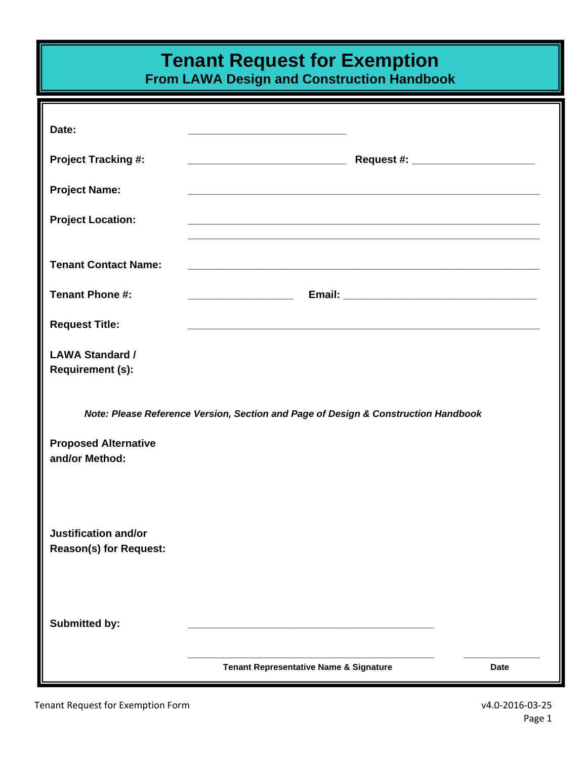# Tenant Request for Exemption

## From LAWA Design and Construction Handbook

**Date:** ____________________________

**Project Tracking #:** ____________________________ **Request #:** ______________________

**Project Name:** ______________________________________________________________

**Project Location:** ______________________________________________________________

______________________________________________________________

**Tenant Contact Name:** ______________________________________________________________

**Tenant Phone #:** ___________________ **Email:** __________________________________

**Request Title:** ______________________________________________________________

**LAWA Standard / Requirement (s):**

***Note: Please Reference Version, Section and Page of Design & Construction Handbook***

**Proposed Alternative and/or Method:**

**Justification and/or Reason(s) for Request:**

**Submitted by:** ____________________________________________

____________________________________________ ______________

**Tenant Representative Name & Signature** **Date**

Tenant Request for Exemption Form v4.0-2016-03-25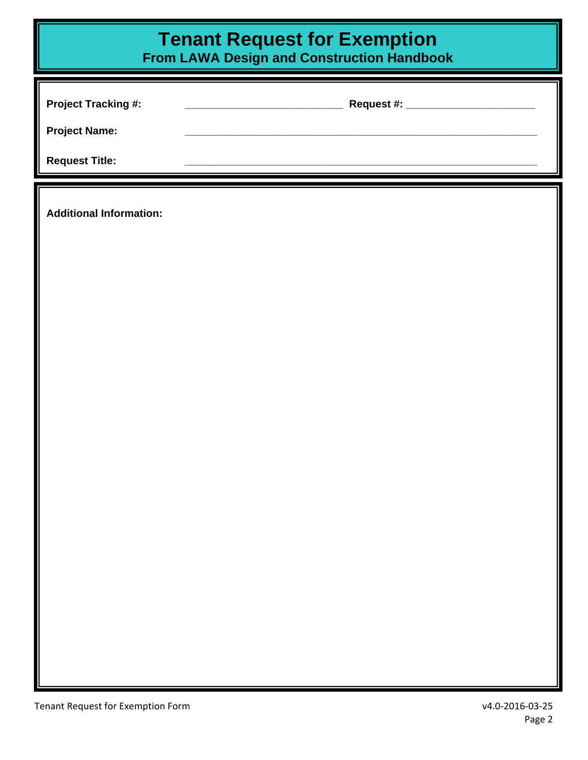# Tenant Request for Exemption

## From LAWA Design and Construction Handbook

**Project Tracking #:** ____________________________ **Request #:** ______________________

**Project Name:** ______________________________________________________________

**Request Title:** ______________________________________________________________

**Additional Information:**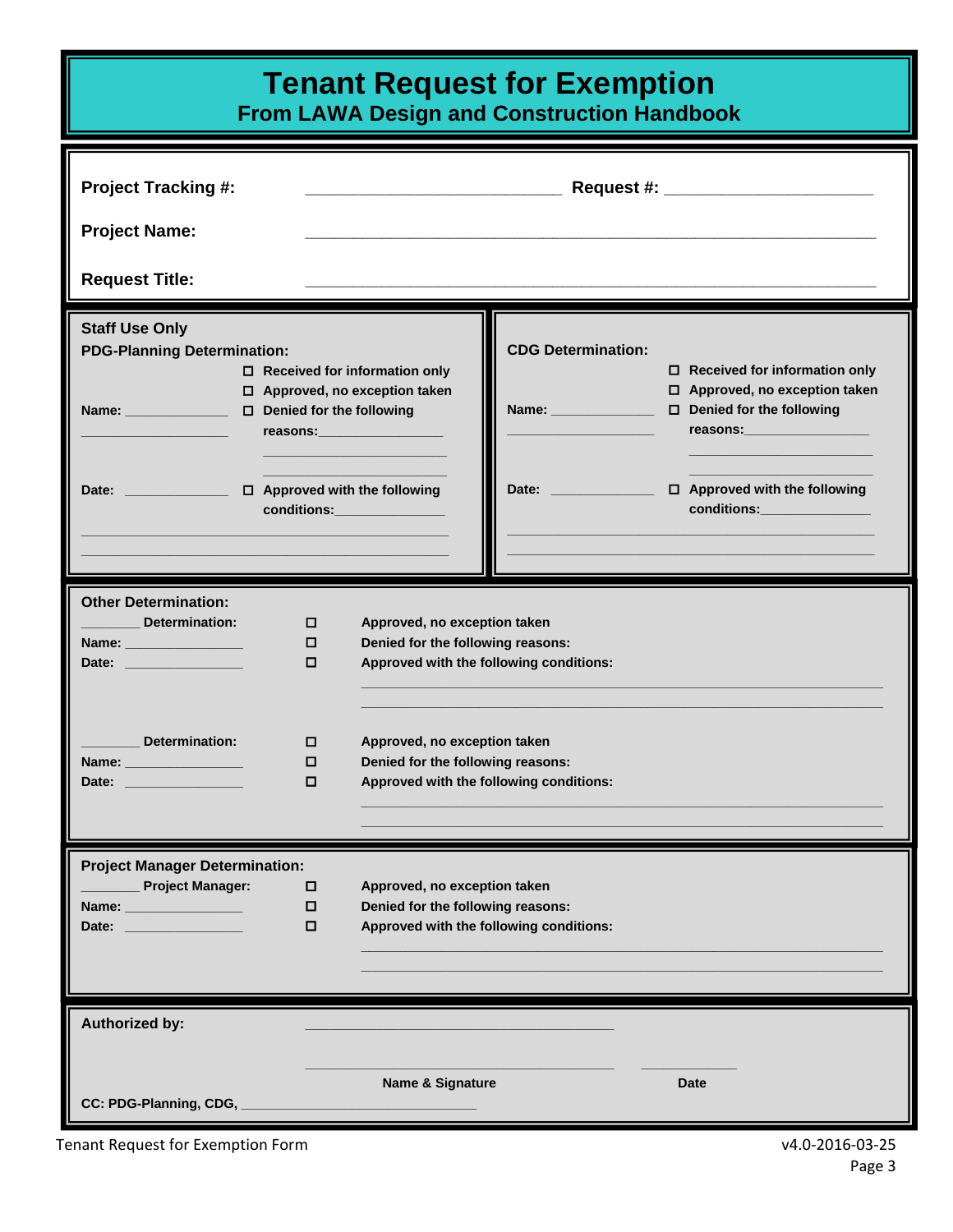# Tenant Request for Exemption

## From LAWA Design and Construction Handbook

**Project Tracking #:** ____________________________ **Request #:** _______________________

**Project Name:** _______________________________________________________________

**Request Title:** _______________________________________________________________

---

### Staff Use Only

**PDG-Planning Determination:**

Name: ______________ ____________________

Date: ______________

- ☐ Received for information only
- ☐ Approved, no exception taken
- ☐ Denied for the following reasons:_________________ ________________________ ________________________
- ☐ Approved with the following conditions:_______________

_______________________________________________________

_______________________________________________________

**CDG Determination:**

Name: ______________ ____________________

Date: ______________

- ☐ Received for information only
- ☐ Approved, no exception taken
- ☐ Denied for the following reasons:_________________ ________________________ ________________________
- ☐ Approved with the following conditions:_______________

_______________________________________________________

_______________________________________________________

---

### Other Determination:

________ Determination:

Name: ________________

Date: ________________

- ☐ Approved, no exception taken
- ☐ Denied for the following reasons:
- ☐ Approved with the following conditions:

___________________________________________________________________

___________________________________________________________________

________ Determination:

Name: ________________

Date: ________________

- ☐ Approved, no exception taken
- ☐ Denied for the following reasons:
- ☐ Approved with the following conditions:

___________________________________________________________________

___________________________________________________________________

---

### Project Manager Determination:

________ Project Manager:

Name: ________________

Date: ________________

- ☐ Approved, no exception taken
- ☐ Denied for the following reasons:
- ☐ Approved with the following conditions:

___________________________________________________________________

___________________________________________________________________

---

**Authorized by:** ________________________________________

________________________________________ ____________

Name & Signature Date

CC: PDG-Planning, CDG, ________________________________

Tenant Request for Exemption Form v4.0-2016-03-25